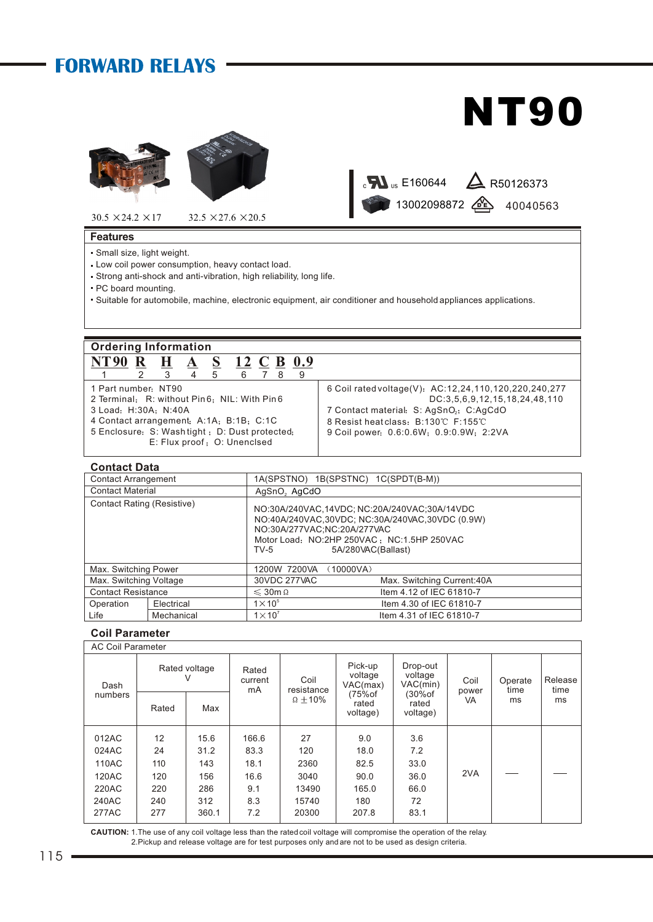# FORWARD RELAYS

# NT90

30.5 ×24.2 ×17　　32.5 ×27.6 ×20.5

E160644　R50126373
13002098872　40040563

## Features

- Small size, light weight.
- Low coil power consumption, heavy contact load.
- Strong anti-shock and anti-vibration, high reliability, long life.
- PC board mounting.
- Suitable for automobile, machine, electronic equipment, air conditioner and household appliances applications.

## Ordering Information

| NT90 | R | H | A | S | 12 | C | B | 0.9 |
|---|---|---|---|---|---|---|---|---|
| 1 | 2 | 3 | 4 | 5 | 6 | 7 | 8 | 9 |

1 Part number: NT90
2 Terminal; R: without Pin6; NIL: With Pin6
3 Load: H:30A; N:40A
4 Contact arrangement: A:1A; B:1B; C:1C
5 Enclosure: S: Wash tight ; D: Dust protected; E: Flux proof ; O: Unenclsed

6 Coil rated voltage(V): AC:12,24,110,120,220,240,277 DC:3,5,6,9,12,15,18,24,48,110
7 Contact material: S: $AgSnO_2$; C:AgCdO
8 Resist heat class: B:130℃ F:155℃
9 Coil power: 0.6:0.6W; 0.9:0.9W; 2:2VA

## Contact Data

| | | |
|---|---|---|
| Contact Arrangement | | 1A(SPSTNO) 1B(SPSTNC) 1C(SPDT(B-M)) |
| Contact Material | | $AgSnO_2$ AgCdO |
| Contact Rating (Resistive) | | NO:30A/240VAC,14VDC; NC:20A/240VAC;30A/14VDC<br>NO:40A/240VAC,30VDC; NC:30A/240VAC,30VDC (0.9W)<br>NO:30A/277VAC;NC:20A/277VAC<br>Motor Load: NO:2HP 250VAC ; NC:1.5HP 250VAC<br>TV-5 5A/280VAC(Ballast) |
| Max. Switching Power | | 1200W 7200VA (10000VA) |
| Max. Switching Voltage | | 30VDC 277VAC　　Max. Switching Current:40A |
| Contact Resistance | | ≤ 30mΩ　　Item 4.12 of IEC 61810-7 |
| Operation Life | Electrical | $1\times10^5$　　Item 4.30 of IEC 61810-7 |
| | Mechanical | $1\times10^7$　　Item 4.31 of IEC 61810-7 |

## Coil Parameter

AC Coil Parameter

| Dash numbers | Rated voltage V | | Rated current mA | Coil resistance Ω ±10% | Pick-up voltage VAC(max) (75%of rated voltage) | Drop-out voltage VAC(min) (30%of rated voltage) | Coil power VA | Operate time ms | Release time ms |
|---|---|---|---|---|---|---|---|---|---|
| | Rated | Max | | | | | | | |
| 012AC | 12 | 15.6 | 166.6 | 27 | 9.0 | 3.6 | 2VA | — | — |
| 024AC | 24 | 31.2 | 83.3 | 120 | 18.0 | 7.2 | | | |
| 110AC | 110 | 143 | 18.1 | 2360 | 82.5 | 33.0 | | | |
| 120AC | 120 | 156 | 16.6 | 3040 | 90.0 | 36.0 | | | |
| 220AC | 220 | 286 | 9.1 | 13490 | 165.0 | 66.0 | | | |
| 240AC | 240 | 312 | 8.3 | 15740 | 180 | 72 | | | |
| 277AC | 277 | 360.1 | 7.2 | 20300 | 207.8 | 83.1 | | | |

**CAUTION:** 1.The use of any coil voltage less than the rated coil voltage will compromise the operation of the relay.
2.Pickup and release voltage are for test purposes only and are not to be used as design criteria.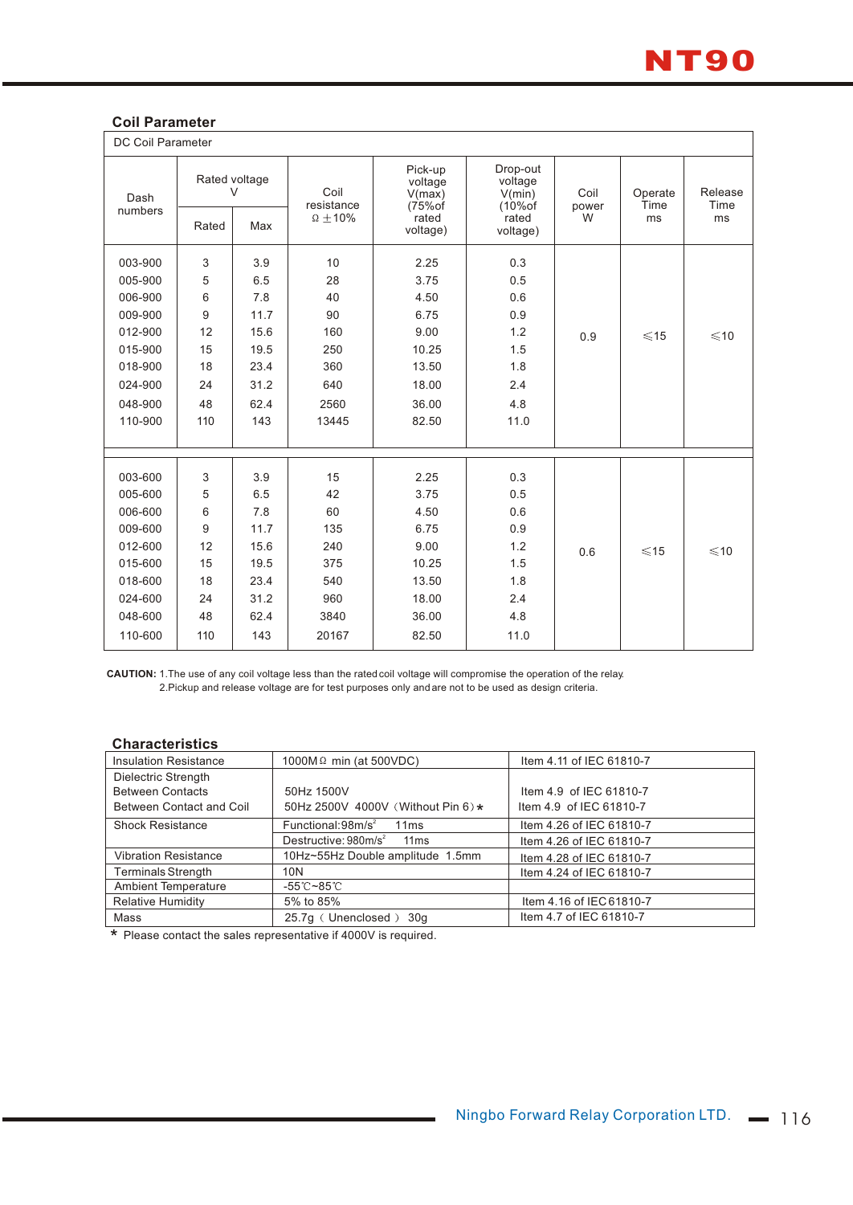## Coil Parameter

DC Coil Parameter

| Dash numbers | Rated voltage V | | Coil resistance Ω ±10% | Pick-up voltage V(max) (75%of rated voltage) | Drop-out voltage V(min) (10%of rated voltage) | Coil power W | Operate Time ms | Release Time ms |
|---|---|---|---|---|---|---|---|---|
| | Rated | Max | | | | | | |
| 003-900 | 3 | 3.9 | 10 | 2.25 | 0.3 | 0.9 | ≤15 | ≤10 |
| 005-900 | 5 | 6.5 | 28 | 3.75 | 0.5 | | | |
| 006-900 | 6 | 7.8 | 40 | 4.50 | 0.6 | | | |
| 009-900 | 9 | 11.7 | 90 | 6.75 | 0.9 | | | |
| 012-900 | 12 | 15.6 | 160 | 9.00 | 1.2 | | | |
| 015-900 | 15 | 19.5 | 250 | 10.25 | 1.5 | | | |
| 018-900 | 18 | 23.4 | 360 | 13.50 | 1.8 | | | |
| 024-900 | 24 | 31.2 | 640 | 18.00 | 2.4 | | | |
| 048-900 | 48 | 62.4 | 2560 | 36.00 | 4.8 | | | |
| 110-900 | 110 | 143 | 13445 | 82.50 | 11.0 | | | |
| 003-600 | 3 | 3.9 | 15 | 2.25 | 0.3 | 0.6 | ≤15 | ≤10 |
| 005-600 | 5 | 6.5 | 42 | 3.75 | 0.5 | | | |
| 006-600 | 6 | 7.8 | 60 | 4.50 | 0.6 | | | |
| 009-600 | 9 | 11.7 | 135 | 6.75 | 0.9 | | | |
| 012-600 | 12 | 15.6 | 240 | 9.00 | 1.2 | | | |
| 015-600 | 15 | 19.5 | 375 | 10.25 | 1.5 | | | |
| 018-600 | 18 | 23.4 | 540 | 13.50 | 1.8 | | | |
| 024-600 | 24 | 31.2 | 960 | 18.00 | 2.4 | | | |
| 048-600 | 48 | 62.4 | 3840 | 36.00 | 4.8 | | | |
| 110-600 | 110 | 143 | 20167 | 82.50 | 11.0 | | | |

**CAUTION:** 1.The use of any coil voltage less than the rated coil voltage will compromise the operation of the relay.
2.Pickup and release voltage are for test purposes only and are not to be used as design criteria.

## Characteristics

| | | |
|---|---|---|
| Insulation Resistance | 1000MΩ min (at 500VDC) | Item 4.11 of IEC 61810-7 |
| Dielectric Strength<br>Between Contacts<br>Between Contact and Coil | <br>50Hz 1500V<br>50Hz 2500V 4000V（Without Pin 6）* | <br>Item 4.9 of IEC 61810-7<br>Item 4.9 of IEC 61810-7 |
| Shock Resistance | Functional: $98m/s^2$ 11ms | Item 4.26 of IEC 61810-7 |
| | Destructive: $980m/s^2$ 11ms | Item 4.26 of IEC 61810-7 |
| Vibration Resistance | 10Hz~55Hz Double amplitude 1.5mm | Item 4.28 of IEC 61810-7 |
| Terminals Strength | 10N | Item 4.24 of IEC 61810-7 |
| Ambient Temperature | -55℃~85℃ | |
| Relative Humidity | 5% to 85% | Item 4.16 of IEC 61810-7 |
| Mass | 25.7g（Unenclosed）30g | Item 4.7 of IEC 61810-7 |

\* Please contact the sales representative if 4000V is required.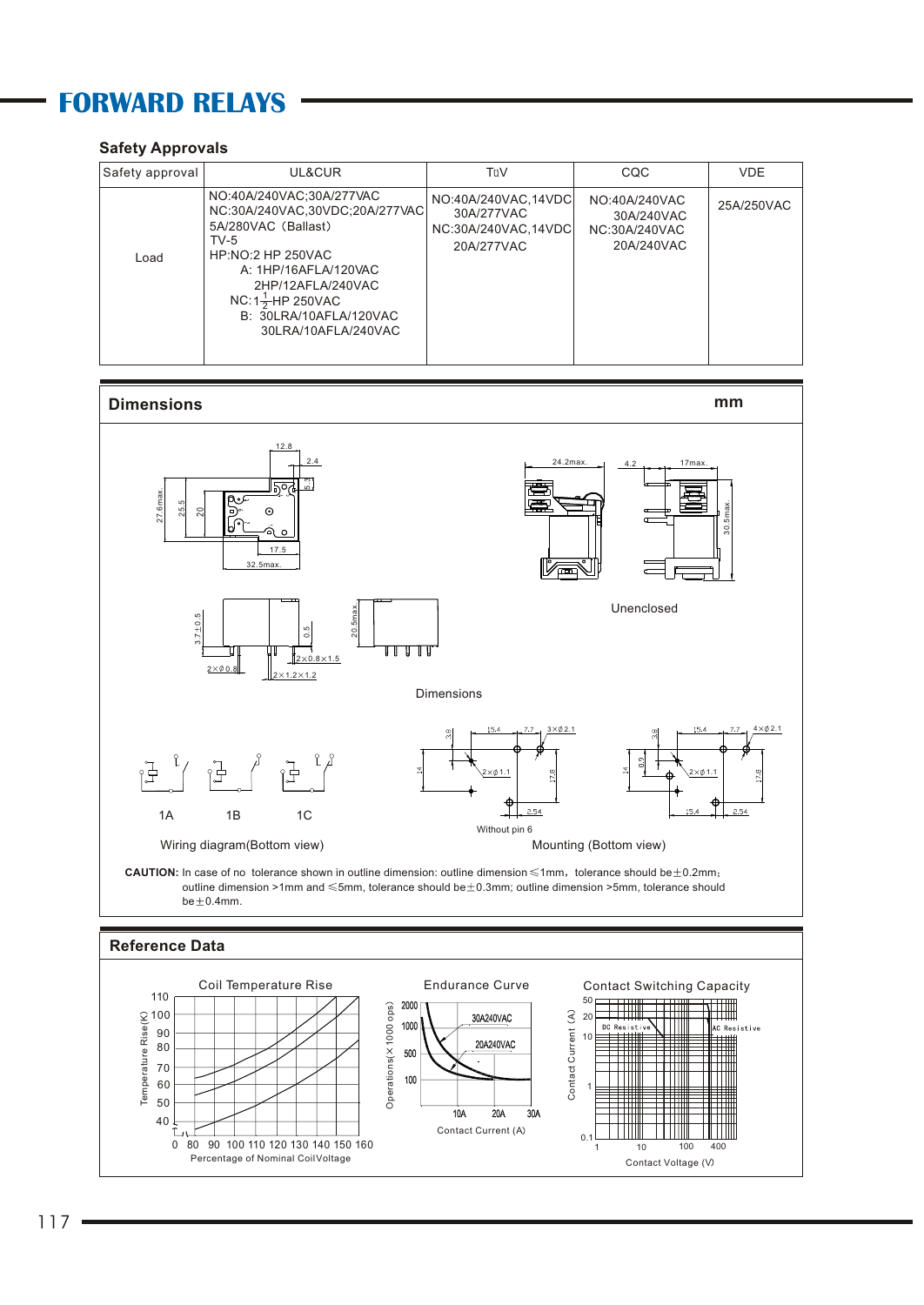# FORWARD RELAYS

### Safety Approvals

| Safety approval | UL&CUR | TüV | CQC | VDE |
|---|---|---|---|---|
| Load | NO:40A/240VAC;30A/277VAC<br>NC:30A/240VAC,30VDC;20A/277VAC<br>5A/280VAC（Ballast）<br>TV-5<br>HP:NO:2 HP 250VAC<br>A: 1HP/16AFLA/120VAC<br>2HP/12AFLA/240VAC<br>NC:$1\frac{1}{2}$HP 250VAC<br>B: 30LRA/10AFLA/120VAC<br>30LRA/10AFLA/240VAC | NO:40A/240VAC,14VDC<br>30A/277VAC<br>NC:30A/240VAC,14VDC<br>20A/277VAC | NO:40A/240VAC<br>30A/240VAC<br>NC:30A/240VAC<br>20A/240VAC | 25A/250VAC |

## Dimensions

mm

12.8
2.4
5.3
27.6max.
25.5
20
17.5
32.5max.

24.2max.
4.2
17max.
30.5max.

Unenclosed

3.7±0.5
0.5
20.5max.
2×0.8×1.5
2×ϕ0.8
2×1.2×1.2

Dimensions

1A 1B 1C

Wiring diagram(Bottom view)

3.8
15.4
7.7
3×ϕ2.1
2×ϕ1.1
14
17.8
2.54

Without pin 6

3.8
15.4
7.7
4×ϕ2.1
2×ϕ1.1
14
0.9
17.8
15.4
2.54

Mounting (Bottom view)

**CAUTION:** In case of no tolerance shown in outline dimension: outline dimension ≤1mm，tolerance should be ±0.2mm; outline dimension >1mm and ≤5mm, tolerance should be ±0.3mm; outline dimension >5mm, tolerance should be ±0.4mm.

## Reference Data

Coil Temperature Rise

Temperature Rise(K)
110
100
90
80
70
60
50
40
0 80 90 100 110 120 130 140 150 160
Percentage of Nominal CoilVoltage

Endurance Curve

Operations(×1000 ops)
2000
1000
500
100
30A240VAC
20A240VAC
10A 20A 30A
Contact Current (A)

Contact Switching Capacity

Contact Current (A)
50
20
10
1
0.1
DC Resistive
AC Resistive
1 10 100 400
Contact Voltage (V)